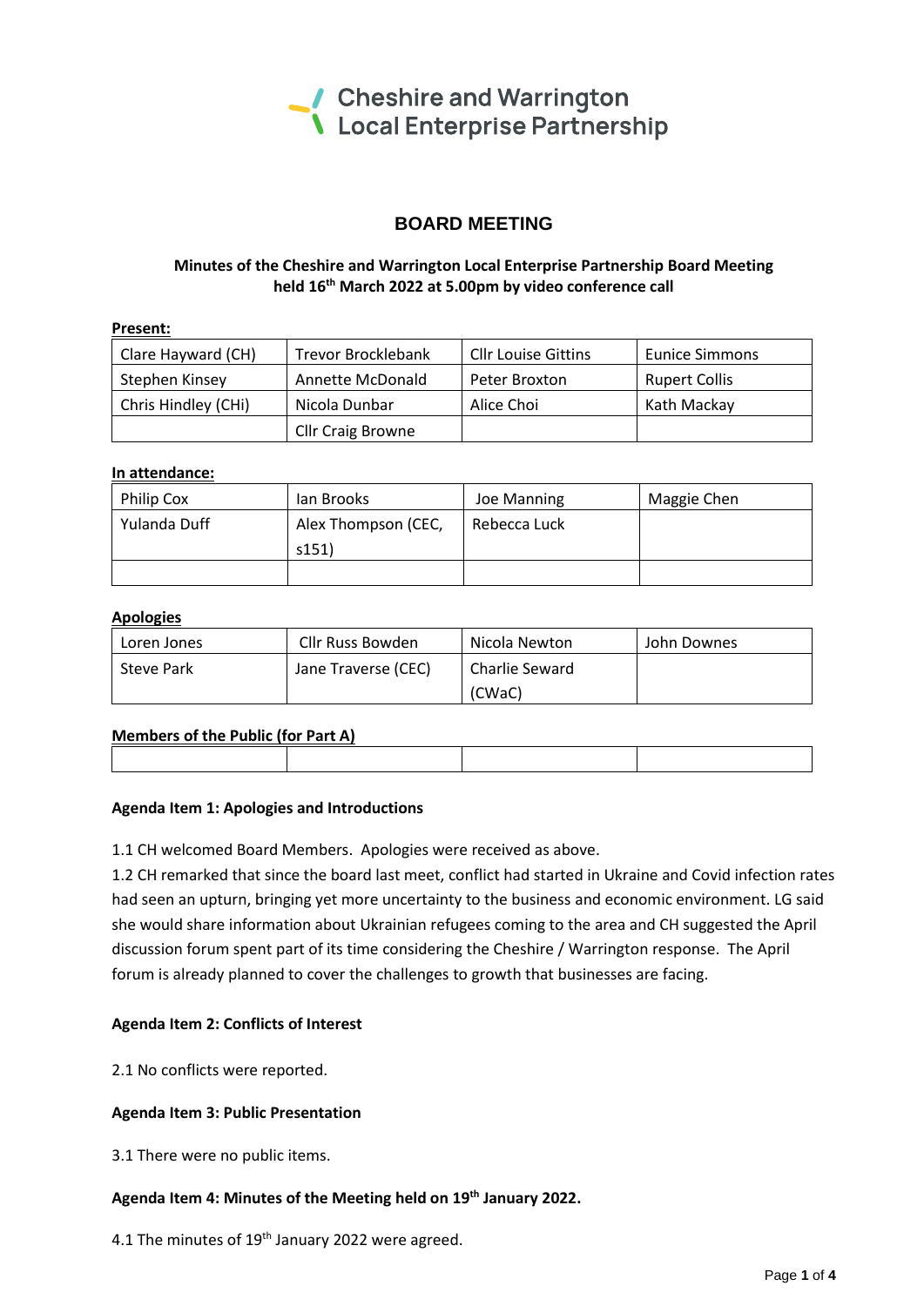Cheshire and Warrington Local Enterprise Partnership

# BOARD MEETING

**Minutes of the Cheshire and Warrington Local Enterprise Partnership Board Meeting held 16th March 2022 at 5.00pm by video conference call**

**Present:**

| | | | |
|---|---|---|---|
| Clare Hayward (CH) | Trevor Brocklebank | Cllr Louise Gittins | Eunice Simmons |
| Stephen Kinsey | Annette McDonald | Peter Broxton | Rupert Collis |
| Chris Hindley (CHi) | Nicola Dunbar | Alice Choi | Kath Mackay |
| | Cllr Craig Browne | | |

**In attendance:**

| | | | |
|---|---|---|---|
| Philip Cox | Ian Brooks | Joe Manning | Maggie Chen |
| Yulanda Duff | Alex Thompson (CEC, s151) | Rebecca Luck | |
| | | | |

**Apologies**

| | | | |
|---|---|---|---|
| Loren Jones | Cllr Russ Bowden | Nicola Newton | John Downes |
| Steve Park | Jane Traverse (CEC) | Charlie Seward (CWaC) | |

**Members of the Public (for Part A)**

| | | | |
|---|---|---|---|
| | | | |

**Agenda Item 1: Apologies and Introductions**

1.1 CH welcomed Board Members. Apologies were received as above.

1.2 CH remarked that since the board last meet, conflict had started in Ukraine and Covid infection rates had seen an upturn, bringing yet more uncertainty to the business and economic environment. LG said she would share information about Ukrainian refugees coming to the area and CH suggested the April discussion forum spent part of its time considering the Cheshire / Warrington response. The April forum is already planned to cover the challenges to growth that businesses are facing.

**Agenda Item 2: Conflicts of Interest**

2.1 No conflicts were reported.

**Agenda Item 3: Public Presentation**

3.1 There were no public items.

**Agenda Item 4: Minutes of the Meeting held on 19th January 2022.**

4.1 The minutes of 19th January 2022 were agreed.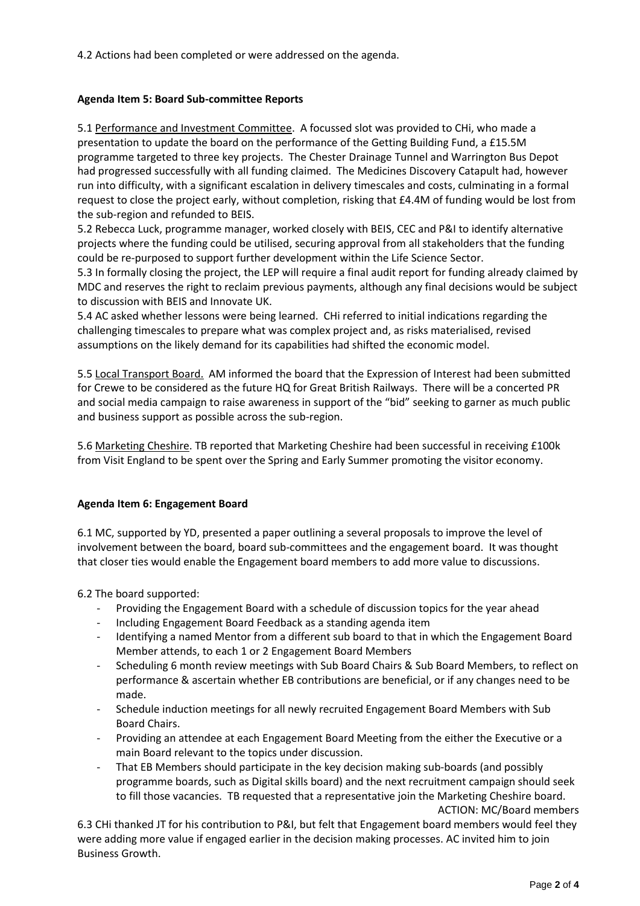4.2 Actions had been completed or were addressed on the agenda.

**Agenda Item 5: Board Sub-committee Reports**

5.1 Performance and Investment Committee. A focussed slot was provided to CHi, who made a presentation to update the board on the performance of the Getting Building Fund, a £15.5M programme targeted to three key projects. The Chester Drainage Tunnel and Warrington Bus Depot had progressed successfully with all funding claimed. The Medicines Discovery Catapult had, however run into difficulty, with a significant escalation in delivery timescales and costs, culminating in a formal request to close the project early, without completion, risking that £4.4M of funding would be lost from the sub-region and refunded to BEIS.

5.2 Rebecca Luck, programme manager, worked closely with BEIS, CEC and P&I to identify alternative projects where the funding could be utilised, securing approval from all stakeholders that the funding could be re-purposed to support further development within the Life Science Sector.

5.3 In formally closing the project, the LEP will require a final audit report for funding already claimed by MDC and reserves the right to reclaim previous payments, although any final decisions would be subject to discussion with BEIS and Innovate UK.

5.4 AC asked whether lessons were being learned. CHi referred to initial indications regarding the challenging timescales to prepare what was complex project and, as risks materialised, revised assumptions on the likely demand for its capabilities had shifted the economic model.

5.5 Local Transport Board. AM informed the board that the Expression of Interest had been submitted for Crewe to be considered as the future HQ for Great British Railways. There will be a concerted PR and social media campaign to raise awareness in support of the "bid" seeking to garner as much public and business support as possible across the sub-region.

5.6 Marketing Cheshire. TB reported that Marketing Cheshire had been successful in receiving £100k from Visit England to be spent over the Spring and Early Summer promoting the visitor economy.

**Agenda Item 6: Engagement Board**

6.1 MC, supported by YD, presented a paper outlining a several proposals to improve the level of involvement between the board, board sub-committees and the engagement board. It was thought that closer ties would enable the Engagement board members to add more value to discussions.

6.2 The board supported:

- Providing the Engagement Board with a schedule of discussion topics for the year ahead
- Including Engagement Board Feedback as a standing agenda item
- Identifying a named Mentor from a different sub board to that in which the Engagement Board Member attends, to each 1 or 2 Engagement Board Members
- Scheduling 6 month review meetings with Sub Board Chairs & Sub Board Members, to reflect on performance & ascertain whether EB contributions are beneficial, or if any changes need to be made.
- Schedule induction meetings for all newly recruited Engagement Board Members with Sub Board Chairs.
- Providing an attendee at each Engagement Board Meeting from the either the Executive or a main Board relevant to the topics under discussion.
- That EB Members should participate in the key decision making sub-boards (and possibly programme boards, such as Digital skills board) and the next recruitment campaign should seek to fill those vacancies. TB requested that a representative join the Marketing Cheshire board.

ACTION: MC/Board members

6.3 CHi thanked JT for his contribution to P&I, but felt that Engagement board members would feel they were adding more value if engaged earlier in the decision making processes. AC invited him to join Business Growth.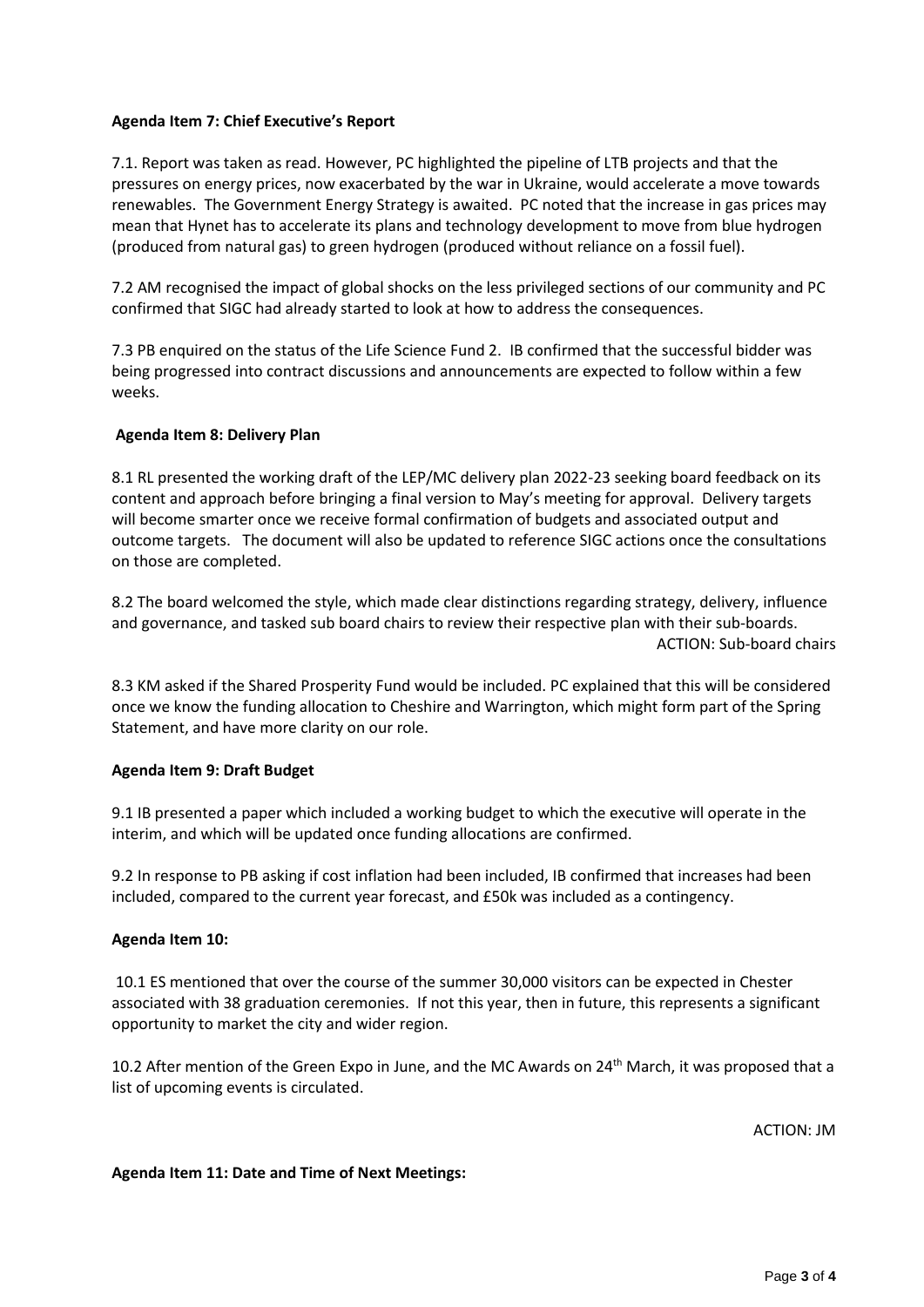**Agenda Item 7: Chief Executive's Report**

7.1. Report was taken as read. However, PC highlighted the pipeline of LTB projects and that the pressures on energy prices, now exacerbated by the war in Ukraine, would accelerate a move towards renewables. The Government Energy Strategy is awaited. PC noted that the increase in gas prices may mean that Hynet has to accelerate its plans and technology development to move from blue hydrogen (produced from natural gas) to green hydrogen (produced without reliance on a fossil fuel).

7.2 AM recognised the impact of global shocks on the less privileged sections of our community and PC confirmed that SIGC had already started to look at how to address the consequences.

7.3 PB enquired on the status of the Life Science Fund 2. IB confirmed that the successful bidder was being progressed into contract discussions and announcements are expected to follow within a few weeks.

**Agenda Item 8: Delivery Plan**

8.1 RL presented the working draft of the LEP/MC delivery plan 2022-23 seeking board feedback on its content and approach before bringing a final version to May's meeting for approval. Delivery targets will become smarter once we receive formal confirmation of budgets and associated output and outcome targets. The document will also be updated to reference SIGC actions once the consultations on those are completed.

8.2 The board welcomed the style, which made clear distinctions regarding strategy, delivery, influence and governance, and tasked sub board chairs to review their respective plan with their sub-boards.

ACTION: Sub-board chairs

8.3 KM asked if the Shared Prosperity Fund would be included. PC explained that this will be considered once we know the funding allocation to Cheshire and Warrington, which might form part of the Spring Statement, and have more clarity on our role.

**Agenda Item 9: Draft Budget**

9.1 IB presented a paper which included a working budget to which the executive will operate in the interim, and which will be updated once funding allocations are confirmed.

9.2 In response to PB asking if cost inflation had been included, IB confirmed that increases had been included, compared to the current year forecast, and £50k was included as a contingency.

**Agenda Item 10:**

10.1 ES mentioned that over the course of the summer 30,000 visitors can be expected in Chester associated with 38 graduation ceremonies. If not this year, then in future, this represents a significant opportunity to market the city and wider region.

10.2 After mention of the Green Expo in June, and the MC Awards on 24th March, it was proposed that a list of upcoming events is circulated.

ACTION: JM

**Agenda Item 11: Date and Time of Next Meetings:**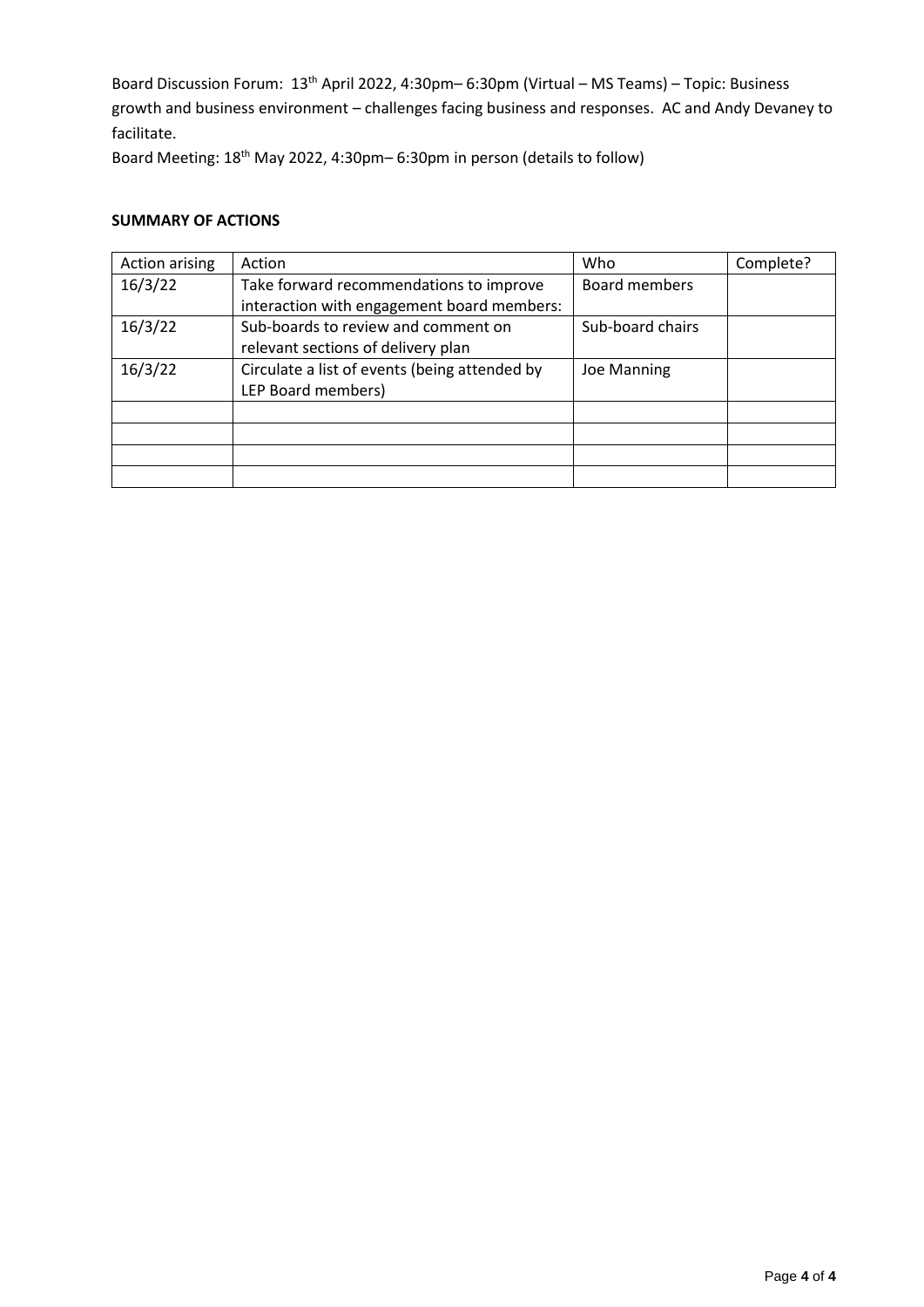Board Discussion Forum: 13th April 2022, 4:30pm– 6:30pm (Virtual – MS Teams) – Topic: Business growth and business environment – challenges facing business and responses. AC and Andy Devaney to facilitate.

Board Meeting: 18th May 2022, 4:30pm– 6:30pm in person (details to follow)

**SUMMARY OF ACTIONS**

| Action arising | Action | Who | Complete? |
|---|---|---|---|
| 16/3/22 | Take forward recommendations to improve interaction with engagement board members: | Board members | |
| 16/3/22 | Sub-boards to review and comment on relevant sections of delivery plan | Sub-board chairs | |
| 16/3/22 | Circulate a list of events (being attended by LEP Board members) | Joe Manning | |
| | | | |
| | | | |
| | | | |
| | | | |